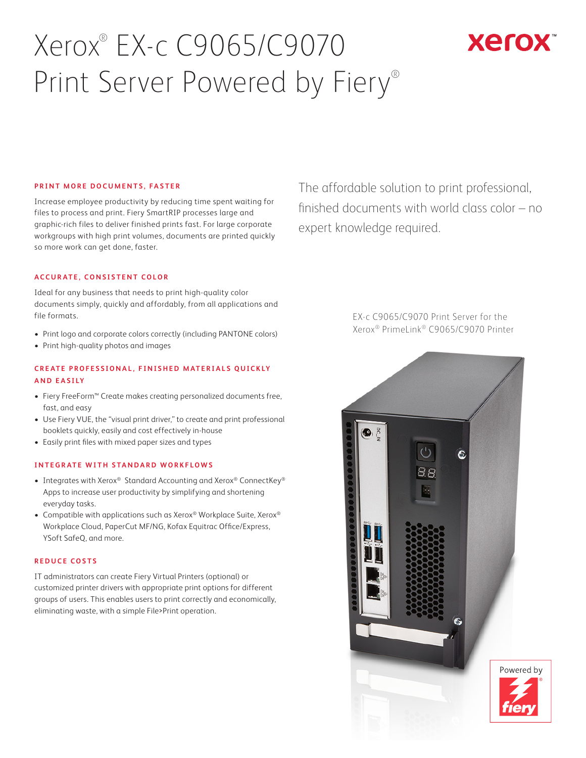# Xerox® EX-c C9065/C9070 Print Server Powered by Fiery®

The affordable solution to print professional, finished documents with world class color – no expert knowledge required.

### PRINT MORE DOCUMENTS, FASTER

Increase employee productivity by reducing time spent waiting for files to process and print. Fiery SmartRIP processes large and graphic-rich files to deliver finished prints fast. For large corporate workgroups with high print volumes, documents are printed quickly so more work can get done, faster.

### ACCURATE, CONSISTENT COLOR

Ideal for any business that needs to print high-quality color documents simply, quickly and affordably, from all applications and file formats.

- Print logo and corporate colors correctly (including PANTONE colors)
- Print high-quality photos and images

### CREATE PROFESSIONAL, FINISHED MATERIALS QUICKLY AND EASILY

- Fiery FreeForm™ Create makes creating personalized documents free, fast, and easy
- Use Fiery VUE, the "visual print driver," to create and print professional booklets quickly, easily and cost effectively in-house
- Easily print files with mixed paper sizes and types

### INTEGRATE WITH STANDARD WORKFLOWS

- Integrates with Xerox® Standard Accounting and Xerox® ConnectKey® Apps to increase user productivity by simplifying and shortening everyday tasks.
- Compatible with applications such as Xerox® Workplace Suite, Xerox® Workplace Cloud, PaperCut MF/NG, Kofax Equitrac Office/Express, YSoft SafeQ, and more.

### REDUCE COSTS

IT administrators can create Fiery Virtual Printers (optional) or customized printer drivers with appropriate print options for different groups of users. This enables users to print correctly and economically, eliminating waste, with a simple File>Print operation.

EX-c C9065/C9070 Print Server for the Xerox® PrimeLink® C9065/C9070 Printer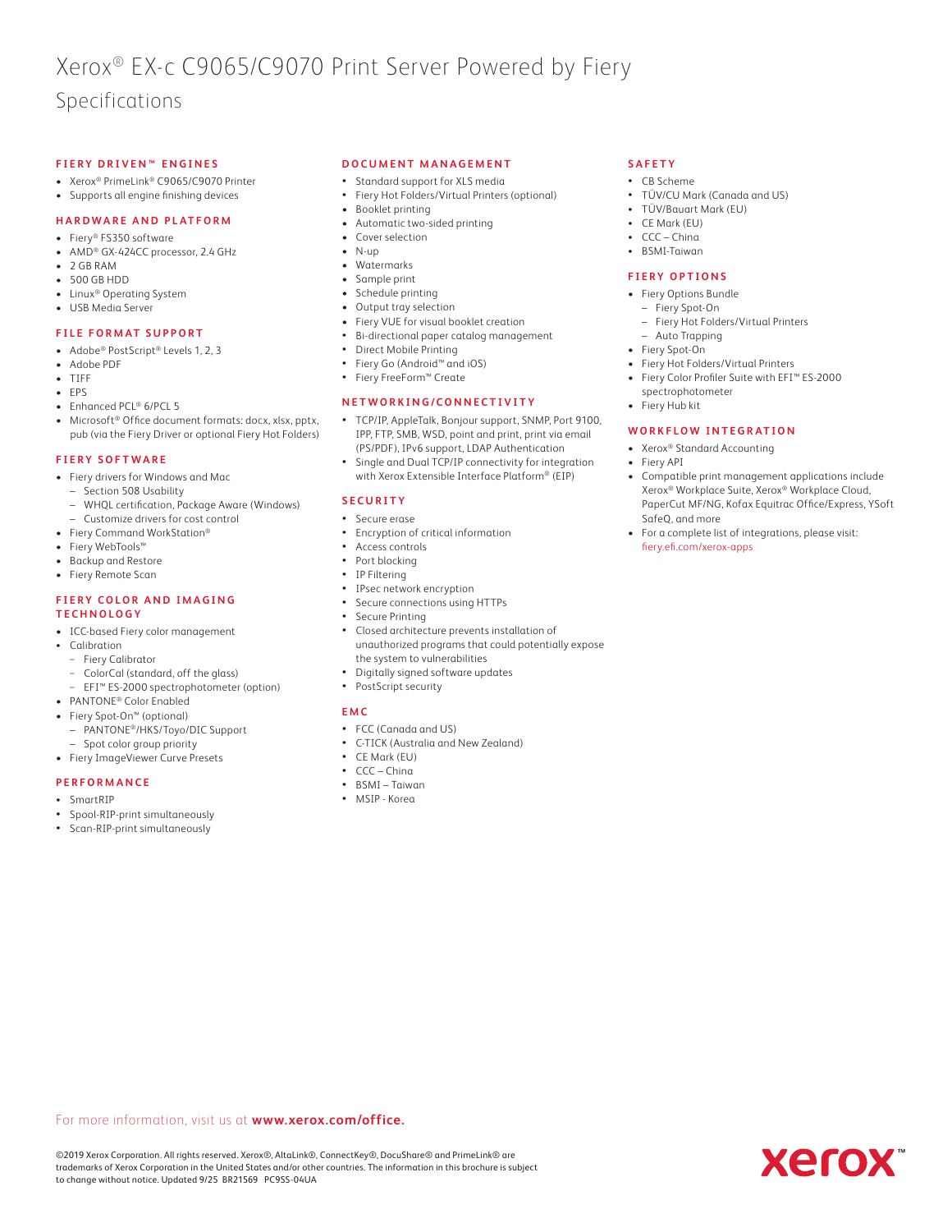# Xerox® EX-c C9065/C9070 Print Server Powered by Fiery

## Specifications

### FIERY DRIVEN™ ENGINES

- Xerox® PrimeLink® C9065/C9070 Printer
- Supports all engine finishing devices

### HARDWARE AND PLATFORM

- Fiery® FS350 software
- AMD® GX-424CC processor, 2.4 GHz
- 2 GB RAM
- 500 GB HDD
- Linux® Operating System
- USB Media Server

### FILE FORMAT SUPPORT

- Adobe® PostScript® Levels 1, 2, 3
- Adobe PDF
- TIFF
- EPS
- Enhanced PCL® 6/PCL 5
- Microsoft® Office document formats: docx, xlsx, pptx, pub (via the Fiery Driver or optional Fiery Hot Folders)

### FIERY SOFTWARE

- Fiery drivers for Windows and Mac
  - Section 508 Usability
  - WHQL certification, Package Aware (Windows)
  - Customize drivers for cost control
- Fiery Command WorkStation®
- Fiery WebTools™
- Backup and Restore
- Fiery Remote Scan

### FIERY COLOR AND IMAGING TECHNOLOGY

- ICC-based Fiery color management
- Calibration
  - Fiery Calibrator
  - ColorCal (standard, off the glass)
  - EFI™ ES-2000 spectrophotometer (option)
- PANTONE® Color Enabled
- Fiery Spot-On™ (optional)
  - PANTONE®/HKS/Toyo/DIC Support
  - Spot color group priority
- Fiery ImageViewer Curve Presets

### PERFORMANCE

- SmartRIP
- Spool-RIP-print simultaneously
- Scan-RIP-print simultaneously

### DOCUMENT MANAGEMENT

- Standard support for XLS media
- Fiery Hot Folders/Virtual Printers (optional)
- Booklet printing
- Automatic two-sided printing
- Cover selection
- N-up
- Watermarks
- Sample print
- Schedule printing
- Output tray selection
- Fiery VUE for visual booklet creation
- Bi-directional paper catalog management
- Direct Mobile Printing
- Fiery Go (Android™ and iOS)
- Fiery FreeForm™ Create

### NETWORKING/CONNECTIVITY

- TCP/IP, AppleTalk, Bonjour support, SNMP, Port 9100, IPP, FTP, SMB, WSD, point and print, print via email (PS/PDF), IPv6 support, LDAP Authentication
- Single and Dual TCP/IP connectivity for integration with Xerox Extensible Interface Platform® (EIP)

### SECURITY

- Secure erase
- Encryption of critical information
- Access controls
- Port blocking
- IP Filtering
- IPsec network encryption
- Secure connections using HTTPs
- Secure Printing
- Closed architecture prevents installation of unauthorized programs that could potentially expose the system to vulnerabilities
- Digitally signed software updates
- PostScript security

### EMC

- FCC (Canada and US)
- C-TICK (Australia and New Zealand)
- CE Mark (EU)
- CCC – China
- BSMI – Taiwan
- MSIP - Korea

### SAFETY

- CB Scheme
- TÜV/CU Mark (Canada and US)
- TÜV/Bauart Mark (EU)
- CE Mark (EU)
- CCC – China
- BSMI-Taiwan

### FIERY OPTIONS

- Fiery Options Bundle
  - Fiery Spot-On
  - Fiery Hot Folders/Virtual Printers
  - Auto Trapping
- Fiery Spot-On
- Fiery Hot Folders/Virtual Printers
- Fiery Color Profiler Suite with EFI™ ES-2000 spectrophotometer
- Fiery Hub kit

### WORKFLOW INTEGRATION

- Xerox® Standard Accounting
- Fiery API
- Compatible print management applications include Xerox® Workplace Suite, Xerox® Workplace Cloud, PaperCut MF/NG, Kofax Equitrac Office/Express, YSoft SafeQ, and more
- For a complete list of integrations, please visit: fiery.efi.com/xerox-apps

For more information, visit us at **www.xerox.com/office.**

©2019 Xerox Corporation. All rights reserved. Xerox®, AltaLink®, ConnectKey®, DocuShare® and PrimeLink® are trademarks of Xerox Corporation in the United States and/or other countries. The information in this brochure is subject to change without notice. Updated 9/25 BR21569 PC9SS-04UA